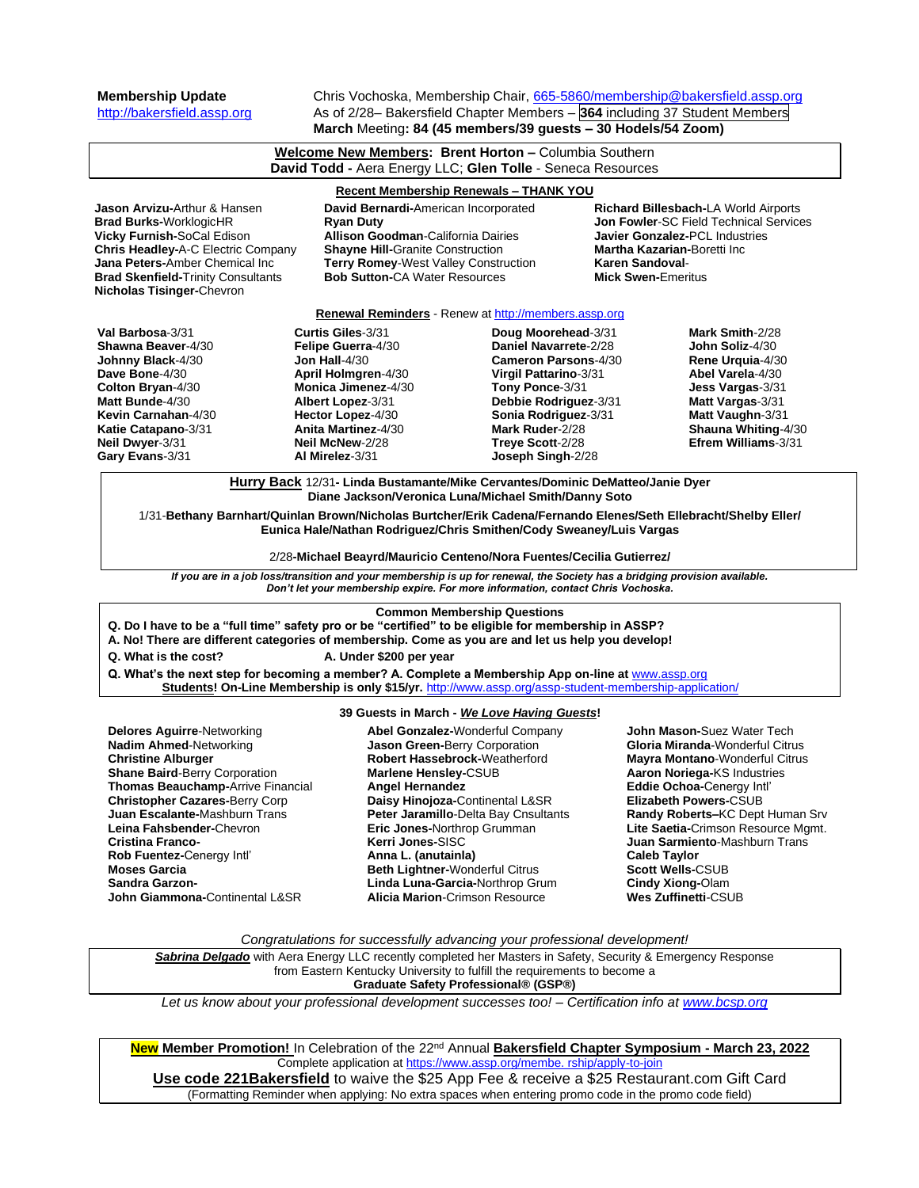**Membership Update**
http://bakersfield.assp.org

Chris Vochoska, Membership Chair, 665-5860/membership@bakersfield.assp.org
As of 2/28– Bakersfield Chapter Members – **364** including 37 Student Members
**March** Meeting**: 84 (45 members/39 guests – 30 Hodels/54 Zoom)**

**Welcome New Members**: **Brent Horton –** Columbia Southern
**David Todd -** Aera Energy LLC; **Glen Tolle** - Seneca Resources

**Recent Membership Renewals – THANK YOU**

**Jason Arvizu-**Arthur & Hansen
**Brad Burks-**WorklogicHR
**Vicky Furnish-**SoCal Edison
**Chris Headley-**A-C Electric Company
**Jana Peters-**Amber Chemical Inc
**Brad Skenfield-**Trinity Consultants
**Nicholas Tisinger-**Chevron
**David Bernardi-**American Incorporated
**Ryan Duty**
**Allison Goodman**-California Dairies
**Shayne Hill-**Granite Construction
**Terry Romey-**West Valley Construction
**Bob Sutton-**CA Water Resources
**Richard Billesbach-**LA World Airports
**Jon Fowler**-SC Field Technical Services
**Javier Gonzalez-**PCL Industries
**Martha Kazarian-**Boretti Inc
**Karen Sandoval**-
**Mick Swen-**Emeritus

**Renewal Reminders** - Renew at http://members.assp.org

**Val Barbosa**-3/31
**Shawna Beaver**-4/30
**Johnny Black**-4/30
**Dave Bone**-4/30
**Colton Bryan**-4/30
**Matt Bunde**-4/30
**Kevin Carnahan**-4/30
**Katie Catapano**-3/31
**Neil Dwyer**-3/31
**Gary Evans**-3/31
**Curtis Giles**-3/31
**Felipe Guerra**-4/30
**Jon Hall**-4/30
**April Holmgren**-4/30
**Monica Jimenez**-4/30
**Albert Lopez**-3/31
**Hector Lopez**-4/30
**Anita Martinez**-4/30
**Neil McNew**-2/28
**Al Mirelez**-3/31
**Doug Moorehead**-3/31
**Daniel Navarrete**-2/28
**Cameron Parsons**-4/30
**Virgil Pattarino**-3/31
**Tony Ponce**-3/31
**Debbie Rodriguez**-3/31
**Sonia Rodriguez**-3/31
**Mark Ruder**-2/28
**Treye Scott**-2/28
**Joseph Singh**-2/28
**Mark Smith**-2/28
**John Soliz**-4/30
**Rene Urquia**-4/30
**Abel Varela**-4/30
**Jess Vargas**-3/31
**Matt Vargas**-3/31
**Matt Vaughn**-3/31
**Shauna Whiting**-4/30
**Efrem Williams**-3/31

**Hurry Back** 12/31**- Linda Bustamante/Mike Cervantes/Dominic DeMatteo/Janie Dyer**
**Diane Jackson/Veronica Luna/Michael Smith/Danny Soto**

1/31-**Bethany Barnhart/Quinlan Brown/Nicholas Burtcher/Erik Cadena/Fernando Elenes/Seth Ellebracht/Shelby Eller/**
**Eunica Hale/Nathan Rodriguez/Chris Smithen/Cody Sweaney/Luis Vargas**

2/28**-Michael Beayrd/Mauricio Centeno/Nora Fuentes/Cecilia Gutierrez/**

***If you are in a job loss/transition and your membership is up for renewal, the Society has a bridging provision available.***
***Don't let your membership expire. For more information, contact Chris Vochoska.***

**Common Membership Questions**

**Q. Do I have to be a "full time" safety pro or be "certified" to be eligible for membership in ASSP?**
**A. No! There are different categories of membership. Come as you are and let us help you develop!**
**Q. What is the cost?** **A. Under $200 per year**
**Q. What's the next step for becoming a member? A. Complete a Membership App on-line at** www.assp.org
**Students! On-Line Membership is only $15/yr.** http://www.assp.org/assp-student-membership-application/

**39 Guests in March - *We Love Having Guests*!**

**Delores Aguirre**-Networking
**Nadim Ahmed**-Networking
**Christine Alburger**
**Shane Baird**-Berry Corporation
**Thomas Beauchamp-**Arrive Financial
**Christopher Cazares-**Berry Corp
**Juan Escalante**-Mashburn Trans
**Leina Fahsbender-**Chevron
**Cristina Franco-**
**Rob Fuentez-**Cenergy Intl'
**Moses Garcia**
**Sandra Garzon-**
**John Giammona-**Continental L&SR
**Abel Gonzalez-**Wonderful Company
**Jason Green-**Berry Corporation
**Robert Hassebrock-**Weatherford
**Marlene Hensley-**CSUB
**Angel Hernandez**
**Daisy Hinojoza-**Continental L&SR
**Peter Jaramillo**-Delta Bay Cnsultants
**Eric Jones-**Northrop Grumman
**Kerri Jones-**SISC
**Anna L. (anutainla)**
**Beth Lightner-**Wonderful Citrus
**Linda Luna-Garcia-**Northrop Grum
**Alicia Marion**-Crimson Resource
**John Mason-**Suez Water Tech
**Gloria Miranda**-Wonderful Citrus
**Mayra Montano**-Wonderful Citrus
**Aaron Noriega-**KS Industries
**Eddie Ochoa-**Cenergy Intl'
**Elizabeth Powers-**CSUB
**Randy Roberts–**KC Dept Human Srv
**Lite Saetia-**Crimson Resource Mgmt.
**Juan Sarmiento**-Mashburn Trans
**Caleb Taylor**
**Scott Wells-**CSUB
**Cindy Xiong-**Olam
**Wes Zuffinetti**-CSUB

*Congratulations for successfully advancing your professional development!*

***Sabrina Delgado*** with Aera Energy LLC recently completed her Masters in Safety, Security & Emergency Response from Eastern Kentucky University to fulfill the requirements to become a **Graduate Safety Professional® (GSP®)**

*Let us know about your professional development successes too! – Certification info at www.bcsp.org*

**New Member Promotion!** In Celebration of the 22nd Annual **Bakersfield Chapter Symposium - March 23, 2022**
Complete application at https://www.assp.org/membe. rship/apply-to-join
**Use code 221Bakersfield** to waive the $25 App Fee & receive a $25 Restaurant.com Gift Card
(Formatting Reminder when applying: No extra spaces when entering promo code in the promo code field)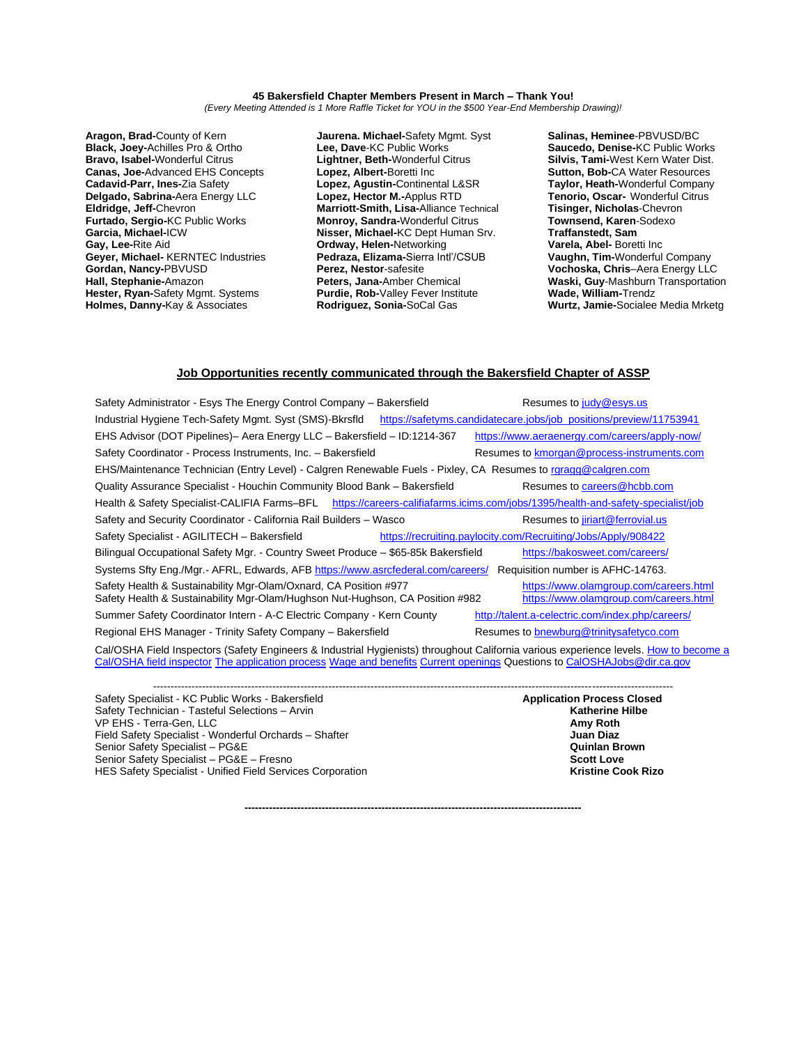**45 Bakersfield Chapter Members Present in March – Thank You!**

*(Every Meeting Attended is 1 More Raffle Ticket for YOU in the $500 Year-End Membership Drawing)!*

**Aragon, Brad-**County of Kern
**Black, Joey-**Achilles Pro & Ortho
**Bravo, Isabel-**Wonderful Citrus
**Canas, Joe-**Advanced EHS Concepts
**Cadavid-Parr, Ines-**Zia Safety
**Delgado, Sabrina-**Aera Energy LLC
**Eldridge, Jeff-**Chevron
**Furtado, Sergio-**KC Public Works
**Garcia, Michael-**ICW
**Gay, Lee-**Rite Aid
**Geyer, Michael-** KERNTEC Industries
**Gordan, Nancy-**PBVUSD
**Hall, Stephanie-**Amazon
**Hester, Ryan-**Safety Mgmt. Systems
**Holmes, Danny-**Kay & Associates
**Jaurena. Michael-**Safety Mgmt. Syst
**Lee, Dave**-KC Public Works
**Lightner, Beth-**Wonderful Citrus
**Lopez, Albert-**Boretti Inc
**Lopez, Agustin-**Continental L&SR
**Lopez, Hector M.-**Applus RTD
**Marriott-Smith, Lisa-**Alliance Technical
**Monroy, Sandra-**Wonderful Citrus
**Nisser, Michael-**KC Dept Human Srv.
**Ordway, Helen-**Networking
**Pedraza, Elizama-**Sierra Intl'/CSUB
**Perez, Nestor**-safesite
**Peters, Jana-**Amber Chemical
**Purdie, Rob-**Valley Fever Institute
**Rodriguez, Sonia-**SoCal Gas
**Salinas, Heminee**-PBVUSD/BC
**Saucedo, Denise-**KC Public Works
**Silvis, Tami-**West Kern Water Dist.
**Sutton, Bob-**CA Water Resources
**Taylor, Heath-**Wonderful Company
**Tenorio, Oscar-** Wonderful Citrus
**Tisinger, Nicholas**-Chevron
**Townsend, Karen**-Sodexo
**Traffanstedt, Sam**
**Varela, Abel-** Boretti Inc
**Vaughn, Tim-**Wonderful Company
**Vochoska, Chris**–Aera Energy LLC
**Waski, Guy**-Mashburn Transportation
**Wade, William-**Trendz
**Wurtz, Jamie-**Socialee Media Mrketg

## Job Opportunities recently communicated through the Bakersfield Chapter of ASSP

Safety Administrator - Esys The Energy Control Company – Bakersfield — Resumes to judy@esys.us

Industrial Hygiene Tech-Safety Mgmt. Syst (SMS)-Bkrsfld — https://safetyms.candidatecare.jobs/job_positions/preview/11753941

EHS Advisor (DOT Pipelines)– Aera Energy LLC – Bakersfield – ID:1214-367 — https://www.aeraenergy.com/careers/apply-now/

Safety Coordinator - Process Instruments, Inc. – Bakersfield — Resumes to kmorgan@process-instruments.com

EHS/Maintenance Technician (Entry Level) - Calgren Renewable Fuels - Pixley, CA Resumes to rgragg@calgren.com

Quality Assurance Specialist - Houchin Community Blood Bank – Bakersfield — Resumes to careers@hcbb.com

Health & Safety Specialist-CALIFIA Farms–BFL — https://careers-califiafarms.icims.com/jobs/1395/health-and-safety-specialist/job

Safety and Security Coordinator - California Rail Builders – Wasco — Resumes to jiriart@ferrovial.us

Safety Specialist - AGILITECH – Bakersfield — https://recruiting.paylocity.com/Recruiting/Jobs/Apply/908422

Bilingual Occupational Safety Mgr. - Country Sweet Produce – $65-85k Bakersfield — https://bakosweet.com/careers/

Systems Sfty Eng./Mgr.- AFRL, Edwards, AFB https://www.asrcfederal.com/careers/ Requisition number is AFHC-14763.

Safety Health & Sustainability Mgr-Olam/Oxnard, CA Position #977 — https://www.olamgroup.com/careers.html
Safety Health & Sustainability Mgr-Olam/Hughson Nut-Hughson, CA Position #982 — https://www.olamgroup.com/careers.html

Summer Safety Coordinator Intern - A-C Electric Company - Kern County — http://talent.a-celectric.com/index.php/careers/

Regional EHS Manager - Trinity Safety Company – Bakersfield — Resumes to bnewburg@trinitysafetyco.com

Cal/OSHA Field Inspectors (Safety Engineers & Industrial Hygienists) throughout California various experience levels. How to become a Cal/OSHA field inspector The application process Wage and benefits Current openings Questions to CalOSHAJobs@dir.ca.gov

---

| | |
|---|---|
| | **Application Process Closed** |
| Safety Specialist - KC Public Works - Bakersfield | **Katherine Hilbe** |
| Safety Technician - Tasteful Selections – Arvin | **Amy Roth** |
| VP EHS - Terra-Gen, LLC | **Juan Diaz** |
| Field Safety Specialist - Wonderful Orchards – Shafter | **Quinlan Brown** |
| Senior Safety Specialist – PG&E | **Scott Love** |
| Senior Safety Specialist – PG&E – Fresno | **Kristine Cook Rizo** |
| HES Safety Specialist - Unified Field Services Corporation | |

---